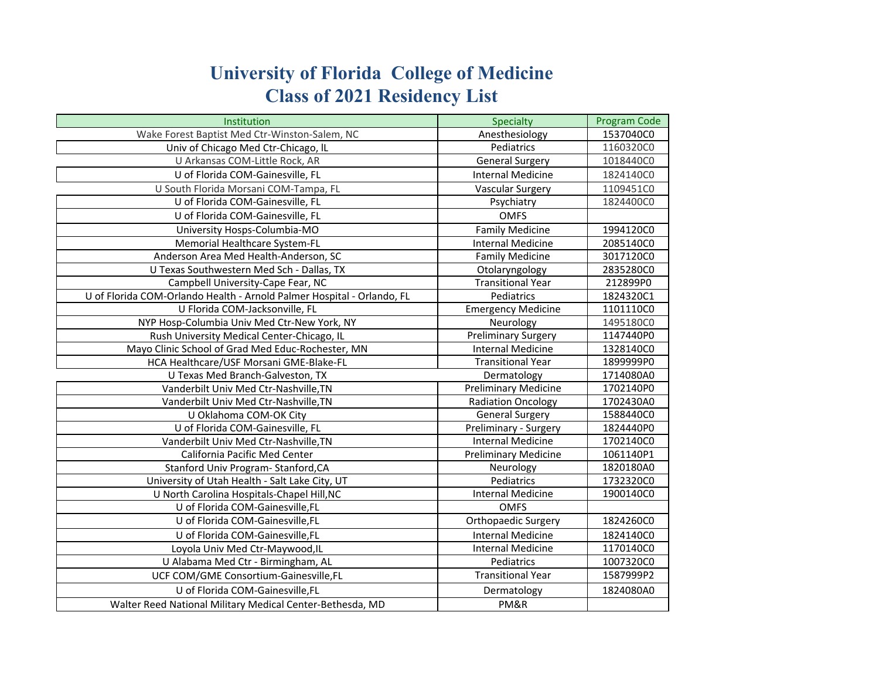# University of Florida College of Medicine
# Class of 2021 Residency List

| Institution | Specialty | Program Code |
|---|---|---|
| Wake Forest Baptist Med Ctr-Winston-Salem, NC | Anesthesiology | 1537040C0 |
| Univ of Chicago Med Ctr-Chicago, lL | Pediatrics | 1160320C0 |
| U Arkansas COM-Little Rock, AR | General Surgery | 1018440C0 |
| U of Florida COM-Gainesville, FL | Internal Medicine | 1824140C0 |
| U South Florida Morsani COM-Tampa, FL | Vascular Surgery | 1109451C0 |
| U of Florida COM-Gainesville, FL | Psychiatry | 1824400C0 |
| U of Florida COM-Gainesville, FL | OMFS | |
| University Hosps-Columbia-MO | Family Medicine | 1994120C0 |
| Memorial Healthcare System-FL | Internal Medicine | 2085140C0 |
| Anderson Area Med Health-Anderson, SC | Family Medicine | 3017120C0 |
| U Texas Southwestern Med Sch - Dallas, TX | Otolaryngology | 2835280C0 |
| Campbell University-Cape Fear, NC | Transitional Year | 212899P0 |
| U of Florida COM-Orlando Health - Arnold Palmer Hospital - Orlando, FL | Pediatrics | 1824320C1 |
| U Florida COM-Jacksonville, FL | Emergency Medicine | 1101110C0 |
| NYP Hosp-Columbia Univ Med Ctr-New York, NY | Neurology | 1495180C0 |
| Rush University Medical Center-Chicago, IL | Preliminary Surgery | 1147440P0 |
| Mayo Clinic School of Grad Med Educ-Rochester, MN | Internal Medicine | 1328140C0 |
| HCA Healthcare/USF Morsani GME-Blake-FL | Transitional Year | 1899999P0 |
| U Texas Med Branch-Galveston, TX | Dermatology | 1714080A0 |
| Vanderbilt Univ Med Ctr-Nashville,TN | Preliminary Medicine | 1702140P0 |
| Vanderbilt Univ Med Ctr-Nashville,TN | Radiation Oncology | 1702430A0 |
| U Oklahoma COM-OK City | General Surgery | 1588440C0 |
| U of Florida COM-Gainesville, FL | Preliminary - Surgery | 1824440P0 |
| Vanderbilt Univ Med Ctr-Nashville,TN | Internal Medicine | 1702140C0 |
| California Pacific Med Center | Preliminary Medicine | 1061140P1 |
| Stanford Univ Program- Stanford,CA | Neurology | 1820180A0 |
| University of Utah Health - Salt Lake City, UT | Pediatrics | 1732320C0 |
| U North Carolina Hospitals-Chapel Hill,NC | Internal Medicine | 1900140C0 |
| U of Florida COM-Gainesville,FL | OMFS | |
| U of Florida COM-Gainesville,FL | Orthopaedic Surgery | 1824260C0 |
| U of Florida COM-Gainesville,FL | Internal Medicine | 1824140C0 |
| Loyola Univ Med Ctr-Maywood,IL | Internal Medicine | 1170140C0 |
| U Alabama Med Ctr - Birmingham, AL | Pediatrics | 1007320C0 |
| UCF COM/GME Consortium-Gainesville,FL | Transitional Year | 1587999P2 |
| U of Florida COM-Gainesville,FL | Dermatology | 1824080A0 |
| Walter Reed National Military Medical Center-Bethesda, MD | PM&R | |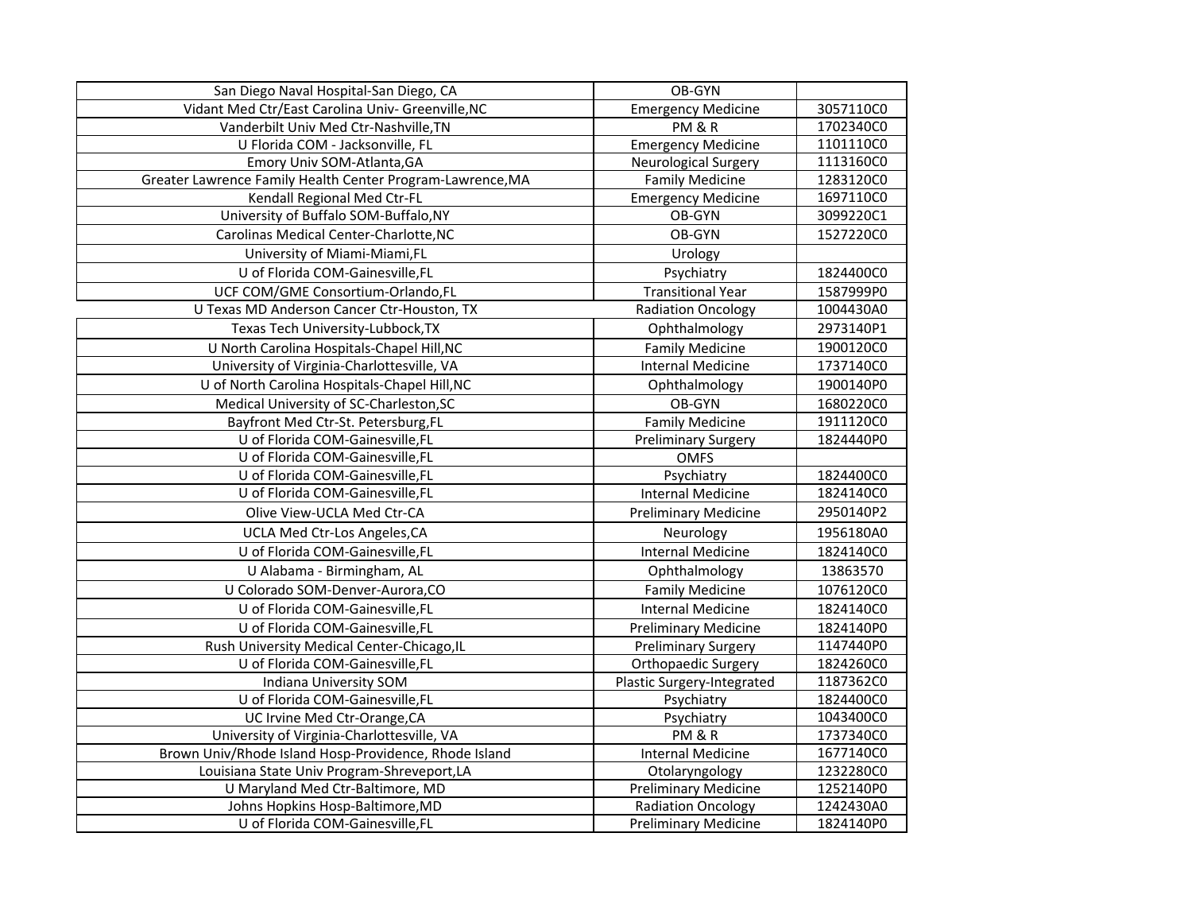| | | |
|---|---|---|
| San Diego Naval Hospital-San Diego, CA | OB-GYN | |
| Vidant Med Ctr/East Carolina Univ- Greenville,NC | Emergency Medicine | 3057110C0 |
| Vanderbilt Univ Med Ctr-Nashville,TN | PM & R | 1702340C0 |
| U Florida COM - Jacksonville, FL | Emergency Medicine | 1101110C0 |
| Emory Univ SOM-Atlanta,GA | Neurological Surgery | 1113160C0 |
| Greater Lawrence Family Health Center Program-Lawrence,MA | Family Medicine | 1283120C0 |
| Kendall Regional Med Ctr-FL | Emergency Medicine | 1697110C0 |
| University of Buffalo SOM-Buffalo,NY | OB-GYN | 3099220C1 |
| Carolinas Medical Center-Charlotte,NC | OB-GYN | 1527220C0 |
| University of Miami-Miami,FL | Urology | |
| U of Florida COM-Gainesville,FL | Psychiatry | 1824400C0 |
| UCF COM/GME Consortium-Orlando,FL | Transitional Year | 1587999P0 |
| U Texas MD Anderson Cancer Ctr-Houston, TX | Radiation Oncology | 1004430A0 |
| Texas Tech University-Lubbock,TX | Ophthalmology | 2973140P1 |
| U North Carolina Hospitals-Chapel Hill,NC | Family Medicine | 1900120C0 |
| University of Virginia-Charlottesville, VA | Internal Medicine | 1737140C0 |
| U of North Carolina Hospitals-Chapel Hill,NC | Ophthalmology | 1900140P0 |
| Medical University of SC-Charleston,SC | OB-GYN | 1680220C0 |
| Bayfront Med Ctr-St. Petersburg,FL | Family Medicine | 1911120C0 |
| U of Florida COM-Gainesville,FL | Preliminary Surgery | 1824440P0 |
| U of Florida COM-Gainesville,FL | OMFS | |
| U of Florida COM-Gainesville,FL | Psychiatry | 1824400C0 |
| U of Florida COM-Gainesville,FL | Internal Medicine | 1824140C0 |
| Olive View-UCLA Med Ctr-CA | Preliminary Medicine | 2950140P2 |
| UCLA Med Ctr-Los Angeles,CA | Neurology | 1956180A0 |
| U of Florida COM-Gainesville,FL | Internal Medicine | 1824140C0 |
| U Alabama - Birmingham, AL | Ophthalmology | 13863570 |
| U Colorado SOM-Denver-Aurora,CO | Family Medicine | 1076120C0 |
| U of Florida COM-Gainesville,FL | Internal Medicine | 1824140C0 |
| U of Florida COM-Gainesville,FL | Preliminary Medicine | 1824140P0 |
| Rush University Medical Center-Chicago,IL | Preliminary Surgery | 1147440P0 |
| U of Florida COM-Gainesville,FL | Orthopaedic Surgery | 1824260C0 |
| Indiana University SOM | Plastic Surgery-Integrated | 1187362C0 |
| U of Florida COM-Gainesville,FL | Psychiatry | 1824400C0 |
| UC Irvine Med Ctr-Orange,CA | Psychiatry | 1043400C0 |
| University of Virginia-Charlottesville, VA | PM & R | 1737340C0 |
| Brown Univ/Rhode Island Hosp-Providence, Rhode Island | Internal Medicine | 1677140C0 |
| Louisiana State Univ Program-Shreveport,LA | Otolaryngology | 1232280C0 |
| U Maryland Med Ctr-Baltimore, MD | Preliminary Medicine | 1252140P0 |
| Johns Hopkins Hosp-Baltimore,MD | Radiation Oncology | 1242430A0 |
| U of Florida COM-Gainesville,FL | Preliminary Medicine | 1824140P0 |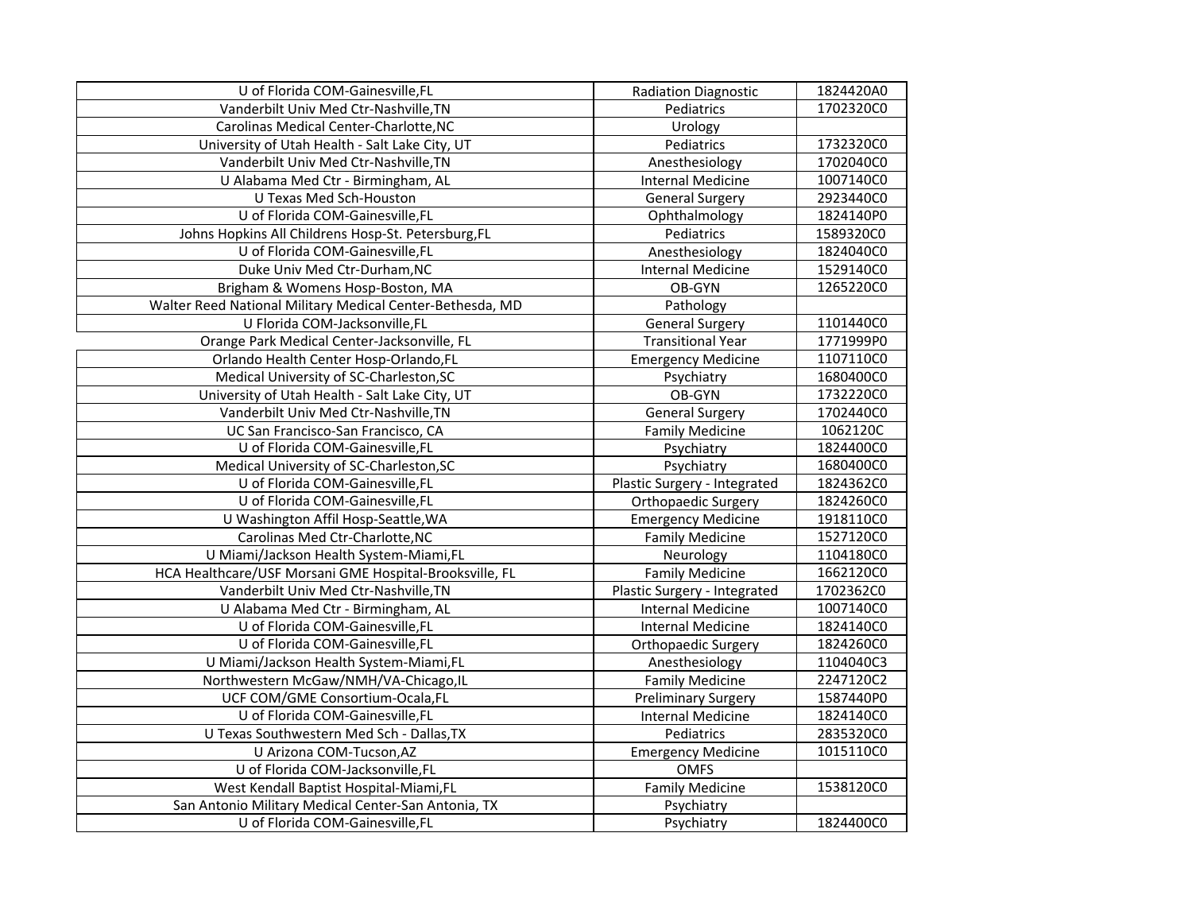| | | |
|---|---|---|
| U of Florida COM-Gainesville,FL | Radiation Diagnostic | 1824420A0 |
| Vanderbilt Univ Med Ctr-Nashville,TN | Pediatrics | 1702320C0 |
| Carolinas Medical Center-Charlotte,NC | Urology | |
| University of Utah Health - Salt Lake City, UT | Pediatrics | 1732320C0 |
| Vanderbilt Univ Med Ctr-Nashville,TN | Anesthesiology | 1702040C0 |
| U Alabama Med Ctr - Birmingham, AL | Internal Medicine | 1007140C0 |
| U Texas Med Sch-Houston | General Surgery | 2923440C0 |
| U of Florida COM-Gainesville,FL | Ophthalmology | 1824140P0 |
| Johns Hopkins All Childrens Hosp-St. Petersburg,FL | Pediatrics | 1589320C0 |
| U of Florida COM-Gainesville,FL | Anesthesiology | 1824040C0 |
| Duke Univ Med Ctr-Durham,NC | Internal Medicine | 1529140C0 |
| Brigham & Womens Hosp-Boston, MA | OB-GYN | 1265220C0 |
| Walter Reed National Military Medical Center-Bethesda, MD | Pathology | |
| U Florida COM-Jacksonville,FL | General Surgery | 1101440C0 |
| Orange Park Medical Center-Jacksonville, FL | Transitional Year | 1771999P0 |
| Orlando Health Center Hosp-Orlando,FL | Emergency Medicine | 1107110C0 |
| Medical University of SC-Charleston,SC | Psychiatry | 1680400C0 |
| University of Utah Health - Salt Lake City, UT | OB-GYN | 1732220C0 |
| Vanderbilt Univ Med Ctr-Nashville,TN | General Surgery | 1702440C0 |
| UC San Francisco-San Francisco, CA | Family Medicine | 1062120C |
| U of Florida COM-Gainesville,FL | Psychiatry | 1824400C0 |
| Medical University of SC-Charleston,SC | Psychiatry | 1680400C0 |
| U of Florida COM-Gainesville,FL | Plastic Surgery - Integrated | 1824362C0 |
| U of Florida COM-Gainesville,FL | Orthopaedic Surgery | 1824260C0 |
| U Washington Affil Hosp-Seattle,WA | Emergency Medicine | 1918110C0 |
| Carolinas Med Ctr-Charlotte,NC | Family Medicine | 1527120C0 |
| U Miami/Jackson Health System-Miami,FL | Neurology | 1104180C0 |
| HCA Healthcare/USF Morsani GME Hospital-Brooksville, FL | Family Medicine | 1662120C0 |
| Vanderbilt Univ Med Ctr-Nashville,TN | Plastic Surgery - Integrated | 1702362C0 |
| U Alabama Med Ctr - Birmingham, AL | Internal Medicine | 1007140C0 |
| U of Florida COM-Gainesville,FL | Internal Medicine | 1824140C0 |
| U of Florida COM-Gainesville,FL | Orthopaedic Surgery | 1824260C0 |
| U Miami/Jackson Health System-Miami,FL | Anesthesiology | 1104040C3 |
| Northwestern McGaw/NMH/VA-Chicago,IL | Family Medicine | 2247120C2 |
| UCF COM/GME Consortium-Ocala,FL | Preliminary Surgery | 1587440P0 |
| U of Florida COM-Gainesville,FL | Internal Medicine | 1824140C0 |
| U Texas Southwestern Med Sch - Dallas,TX | Pediatrics | 2835320C0 |
| U Arizona COM-Tucson,AZ | Emergency Medicine | 1015110C0 |
| U of Florida COM-Jacksonville,FL | OMFS | |
| West Kendall Baptist Hospital-Miami,FL | Family Medicine | 1538120C0 |
| San Antonio Military Medical Center-San Antonia, TX | Psychiatry | |
| U of Florida COM-Gainesville,FL | Psychiatry | 1824400C0 |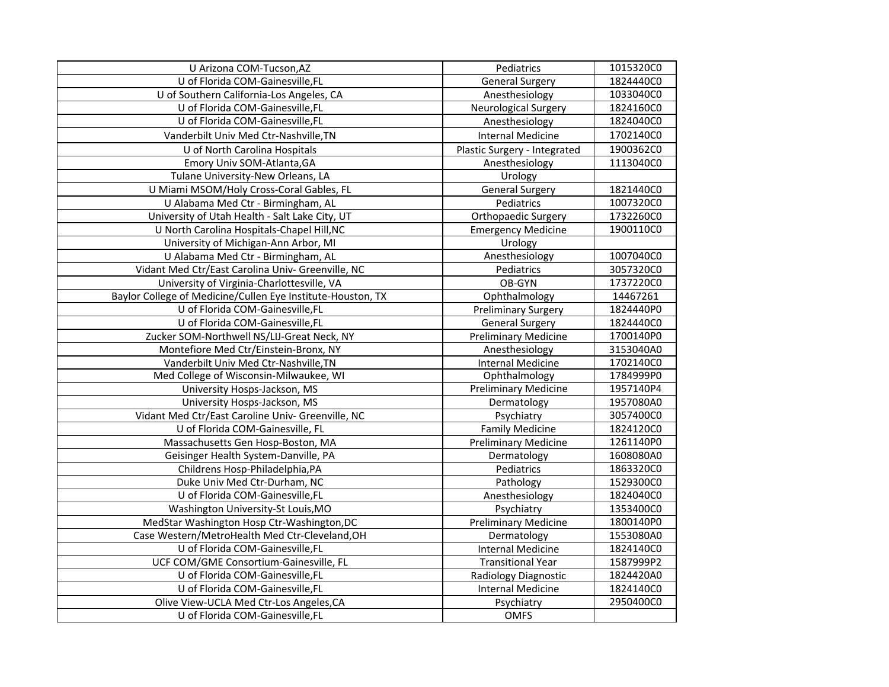| | | |
|---|---|---|
| U Arizona COM-Tucson,AZ | Pediatrics | 1015320C0 |
| U of Florida COM-Gainesville,FL | General Surgery | 1824440C0 |
| U of Southern California-Los Angeles, CA | Anesthesiology | 1033040C0 |
| U of Florida COM-Gainesville,FL | Neurological Surgery | 1824160C0 |
| U of Florida COM-Gainesville,FL | Anesthesiology | 1824040C0 |
| Vanderbilt Univ Med Ctr-Nashville,TN | Internal Medicine | 1702140C0 |
| U of North Carolina Hospitals | Plastic Surgery - Integrated | 1900362C0 |
| Emory Univ SOM-Atlanta,GA | Anesthesiology | 1113040C0 |
| Tulane University-New Orleans, LA | Urology | |
| U Miami MSOM/Holy Cross-Coral Gables, FL | General Surgery | 1821440C0 |
| U Alabama Med Ctr - Birmingham, AL | Pediatrics | 1007320C0 |
| University of Utah Health - Salt Lake City, UT | Orthopaedic Surgery | 1732260C0 |
| U North Carolina Hospitals-Chapel Hill,NC | Emergency Medicine | 1900110C0 |
| University of Michigan-Ann Arbor, MI | Urology | |
| U Alabama Med Ctr - Birmingham, AL | Anesthesiology | 1007040C0 |
| Vidant Med Ctr/East Carolina Univ- Greenville, NC | Pediatrics | 3057320C0 |
| University of Virginia-Charlottesville, VA | OB-GYN | 1737220C0 |
| Baylor College of Medicine/Cullen Eye Institute-Houston, TX | Ophthalmology | 14467261 |
| U of Florida COM-Gainesville,FL | Preliminary Surgery | 1824440P0 |
| U of Florida COM-Gainesville,FL | General Surgery | 1824440C0 |
| Zucker SOM-Northwell NS/LIJ-Great Neck, NY | Preliminary Medicine | 1700140P0 |
| Montefiore Med Ctr/Einstein-Bronx, NY | Anesthesiology | 3153040A0 |
| Vanderbilt Univ Med Ctr-Nashville,TN | Internal Medicine | 1702140C0 |
| Med College of Wisconsin-Milwaukee, WI | Ophthalmology | 1784999P0 |
| University Hosps-Jackson, MS | Preliminary Medicine | 1957140P4 |
| University Hosps-Jackson, MS | Dermatology | 1957080A0 |
| Vidant Med Ctr/East Caroline Univ- Greenville, NC | Psychiatry | 3057400C0 |
| U of Florida COM-Gainesville, FL | Family Medicine | 1824120C0 |
| Massachusetts Gen Hosp-Boston, MA | Preliminary Medicine | 1261140P0 |
| Geisinger Health System-Danville, PA | Dermatology | 1608080A0 |
| Childrens Hosp-Philadelphia,PA | Pediatrics | 1863320C0 |
| Duke Univ Med Ctr-Durham, NC | Pathology | 1529300C0 |
| U of Florida COM-Gainesville,FL | Anesthesiology | 1824040C0 |
| Washington University-St Louis,MO | Psychiatry | 1353400C0 |
| MedStar Washington Hosp Ctr-Washington,DC | Preliminary Medicine | 1800140P0 |
| Case Western/MetroHealth Med Ctr-Cleveland,OH | Dermatology | 1553080A0 |
| U of Florida COM-Gainesville,FL | Internal Medicine | 1824140C0 |
| UCF COM/GME Consortium-Gainesville, FL | Transitional Year | 1587999P2 |
| U of Florida COM-Gainesville,FL | Radiology Diagnostic | 1824420A0 |
| U of Florida COM-Gainesville,FL | Internal Medicine | 1824140C0 |
| Olive View-UCLA Med Ctr-Los Angeles,CA | Psychiatry | 2950400C0 |
| U of Florida COM-Gainesville,FL | OMFS | |